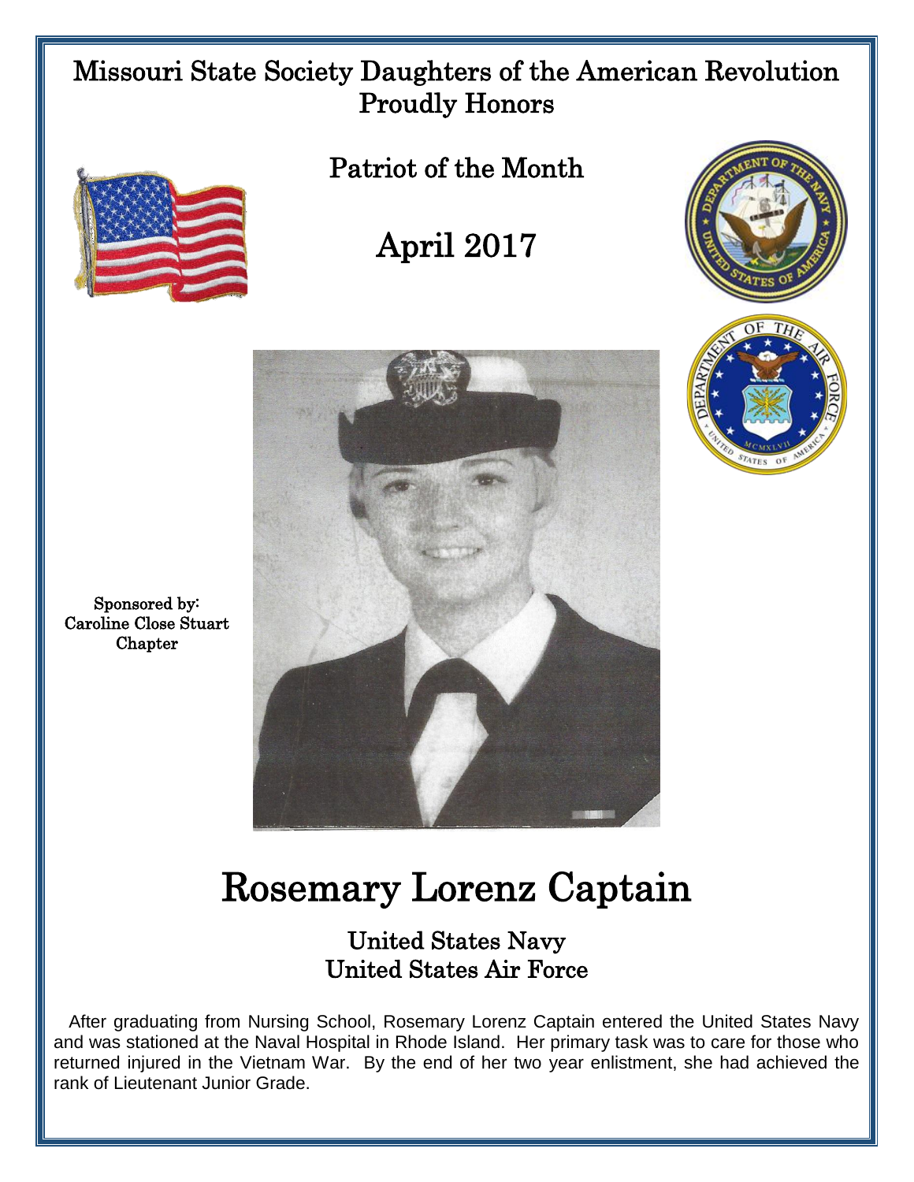Missouri State Society Daughters of the American Revolution
Proudly Honors

## Patriot of the Month

## April 2017

Sponsored by:
Caroline Close Stuart
Chapter

# Rosemary Lorenz Captain

### United States Navy
### United States Air Force

After graduating from Nursing School, Rosemary Lorenz Captain entered the United States Navy and was stationed at the Naval Hospital in Rhode Island. Her primary task was to care for those who returned injured in the Vietnam War. By the end of her two year enlistment, she had achieved the rank of Lieutenant Junior Grade.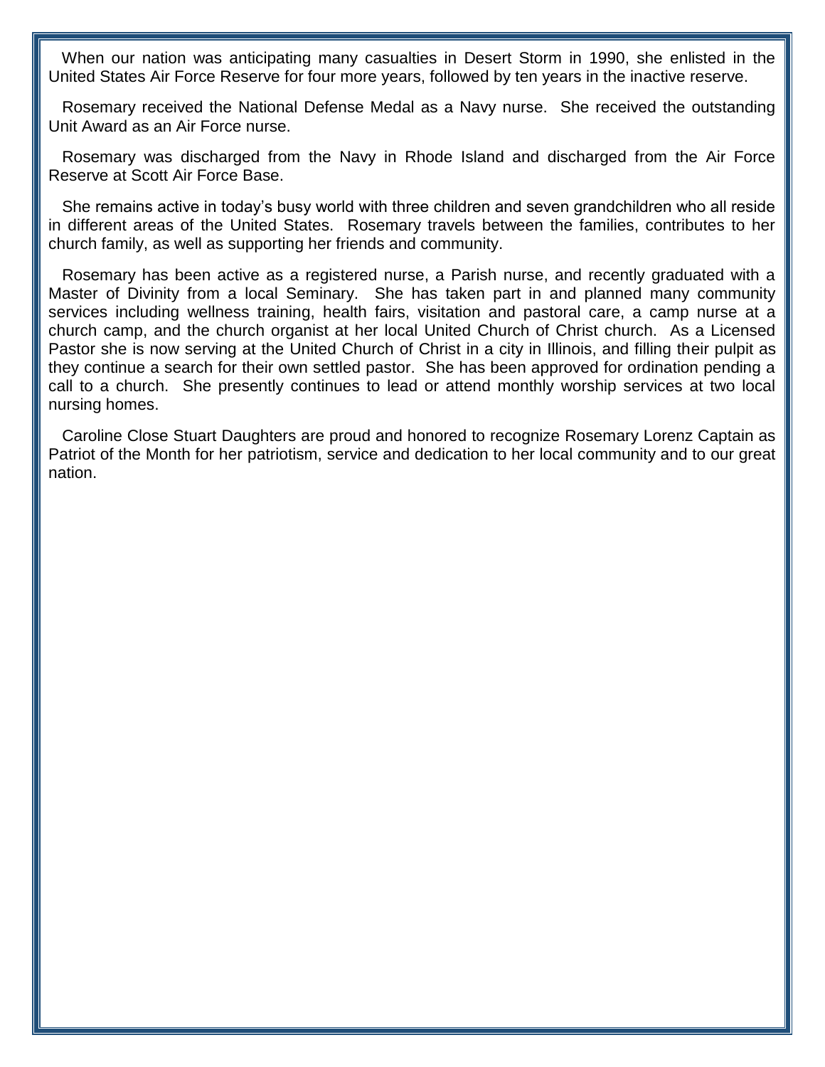When our nation was anticipating many casualties in Desert Storm in 1990, she enlisted in the United States Air Force Reserve for four more years, followed by ten years in the inactive reserve.

Rosemary received the National Defense Medal as a Navy nurse. She received the outstanding Unit Award as an Air Force nurse.

Rosemary was discharged from the Navy in Rhode Island and discharged from the Air Force Reserve at Scott Air Force Base.

She remains active in today's busy world with three children and seven grandchildren who all reside in different areas of the United States. Rosemary travels between the families, contributes to her church family, as well as supporting her friends and community.

Rosemary has been active as a registered nurse, a Parish nurse, and recently graduated with a Master of Divinity from a local Seminary. She has taken part in and planned many community services including wellness training, health fairs, visitation and pastoral care, a camp nurse at a church camp, and the church organist at her local United Church of Christ church. As a Licensed Pastor she is now serving at the United Church of Christ in a city in Illinois, and filling their pulpit as they continue a search for their own settled pastor. She has been approved for ordination pending a call to a church. She presently continues to lead or attend monthly worship services at two local nursing homes.

Caroline Close Stuart Daughters are proud and honored to recognize Rosemary Lorenz Captain as Patriot of the Month for her patriotism, service and dedication to her local community and to our great nation.